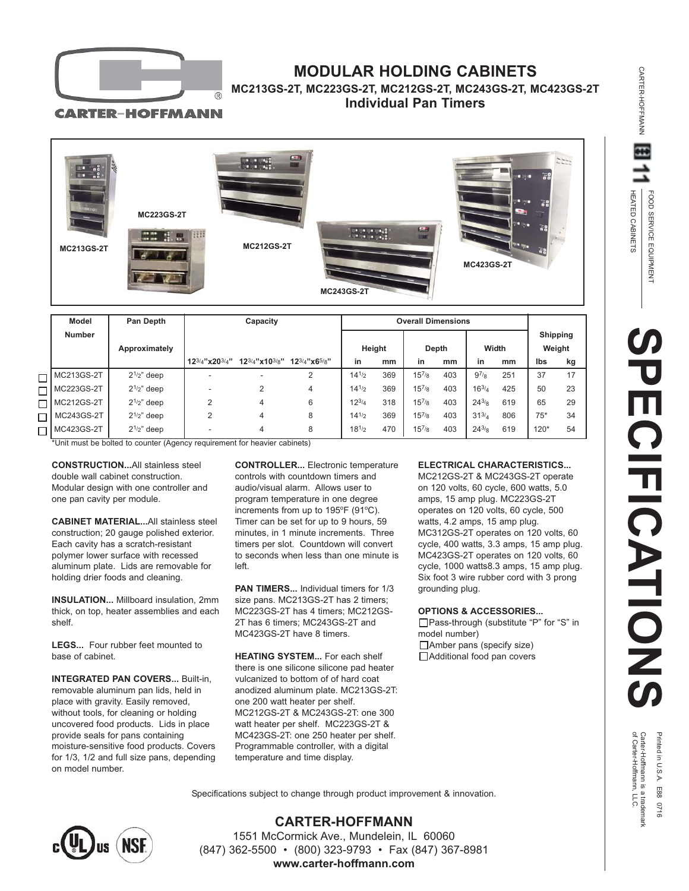# MODULAR HOLDING CABINETS

## MC213GS-2T, MC223GS-2T, MC212GS-2T, MC243GS-2T, MC423GS-2T

### Individual Pan Timers

MC213GS-2T MC223GS-2T MC212GS-2T MC243GS-2T MC423GS-2T

# SPECIFICATIONS

| Model Number | Pan Depth Approximately | Capacity | | | Overall Dimensions | | | | | | Shipping Weight | |
|---|---|---|---|---|---|---|---|---|---|---|---|---|
| | | | | | Height | | Depth | | Width | | | |
| | | 12¾"x20¾" | 12¾"x10⅜" | 12¾"x6⅝" | in | mm | in | mm | in | mm | lbs | kg |
| MC213GS-2T | 2½" deep | - | - | 2 | 14½ | 369 | 15⅞ | 403 | 9⅞ | 251 | 37 | 17 |
| MC223GS-2T | 2½" deep | - | 2 | 4 | 14½ | 369 | 15⅞ | 403 | 16¾ | 425 | 50 | 23 |
| MC212GS-2T | 2½" deep | 2 | 4 | 6 | 12¾ | 318 | 15⅞ | 403 | 24⅜ | 619 | 65 | 29 |
| MC243GS-2T | 2½" deep | 2 | 4 | 8 | 14½ | 369 | 15⅞ | 403 | 31¾ | 806 | 75* | 34 |
| MC423GS-2T | 2½" deep | - | 4 | 8 | 18½ | 470 | 15⅞ | 403 | 24⅜ | 619 | 120* | 54 |

*Unit must be bolted to counter (Agency requirement for heavier cabinets)

**CONSTRUCTION...**All stainless steel double wall cabinet construction. Modular design with one controller and one pan cavity per module.

**CABINET MATERIAL...**All stainless steel construction; 20 gauge polished exterior. Each cavity has a scratch-resistant polymer lower surface with recessed aluminum plate. Lids are removable for holding drier foods and cleaning.

**INSULATION...** Millboard insulation, 2mm thick, on top, heater assemblies and each shelf.

**LEGS...** Four rubber feet mounted to base of cabinet.

**INTEGRATED PAN COVERS...** Built-in, removable aluminum pan lids, held in place with gravity. Easily removed, without tools, for cleaning or holding uncovered food products. Lids in place provide seals for pans containing moisture-sensitive food products. Covers for 1/3, 1/2 and full size pans, depending on model number.

**CONTROLLER...** Electronic temperature controls with countdown timers and audio/visual alarm. Allows user to program temperature in one degree increments from up to 195ºF (91ºC). Timer can be set for up to 9 hours, 59 minutes, in 1 minute increments. Three timers per slot. Countdown will convert to seconds when less than one minute is left.

**PAN TIMERS...** Individual timers for 1/3 size pans. MC213GS-2T has 2 timers; MC223GS-2T has 4 timers; MC212GS-2T has 6 timers; MC243GS-2T and MC423GS-2T have 8 timers.

**HEATING SYSTEM...** For each shelf there is one silicone silicone pad heater vulcanized to bottom of of hard coat anodized aluminum plate. MC213GS-2T: one 200 watt heater per shelf. MC212GS-2T & MC243GS-2T: one 300 watt heater per shelf. MC223GS-2T & MC423GS-2T: one 250 watt heater per shelf. Programmable controller, with a digital temperature and time display.

**ELECTRICAL CHARACTERISTICS...** MC212GS-2T & MC243GS-2T operate on 120 volts, 60 cycle, 600 watts, 5.0 amps, 15 amp plug. MC223GS-2T operates on 120 volts, 60 cycle, 500 watts, 4.2 amps, 15 amp plug. MC312GS-2T operates on 120 volts, 60 cycle, 400 watts, 3.3 amps, 15 amp plug. MC423GS-2T operates on 120 volts, 60 cycle, 1000 watts8.3 amps, 15 amp plug. Six foot 3 wire rubber cord with 3 prong grounding plug.

**OPTIONS & ACCESSORIES...**

- ☐ Pass-through (substitute "P" for "S" in model number)
- ☐ Amber pans (specify size)
- ☐ Additional food pan covers

Specifications subject to change through product improvement & innovation.

**CARTER-HOFFMANN**
1551 McCormick Ave., Mundelein, IL 60060
(847) 362-5500 • (800) 323-9793 • Fax (847) 367-8981
**www.carter-hoffmann.com**

CARTER-HOFFMANN 11 FOOD SERVICE EQUIPMENT HEATED CABINETS

Printed in U.S.A. E88 0716
Carter-Hoffmann is a trademark of Carter-Hoffmann, LLC.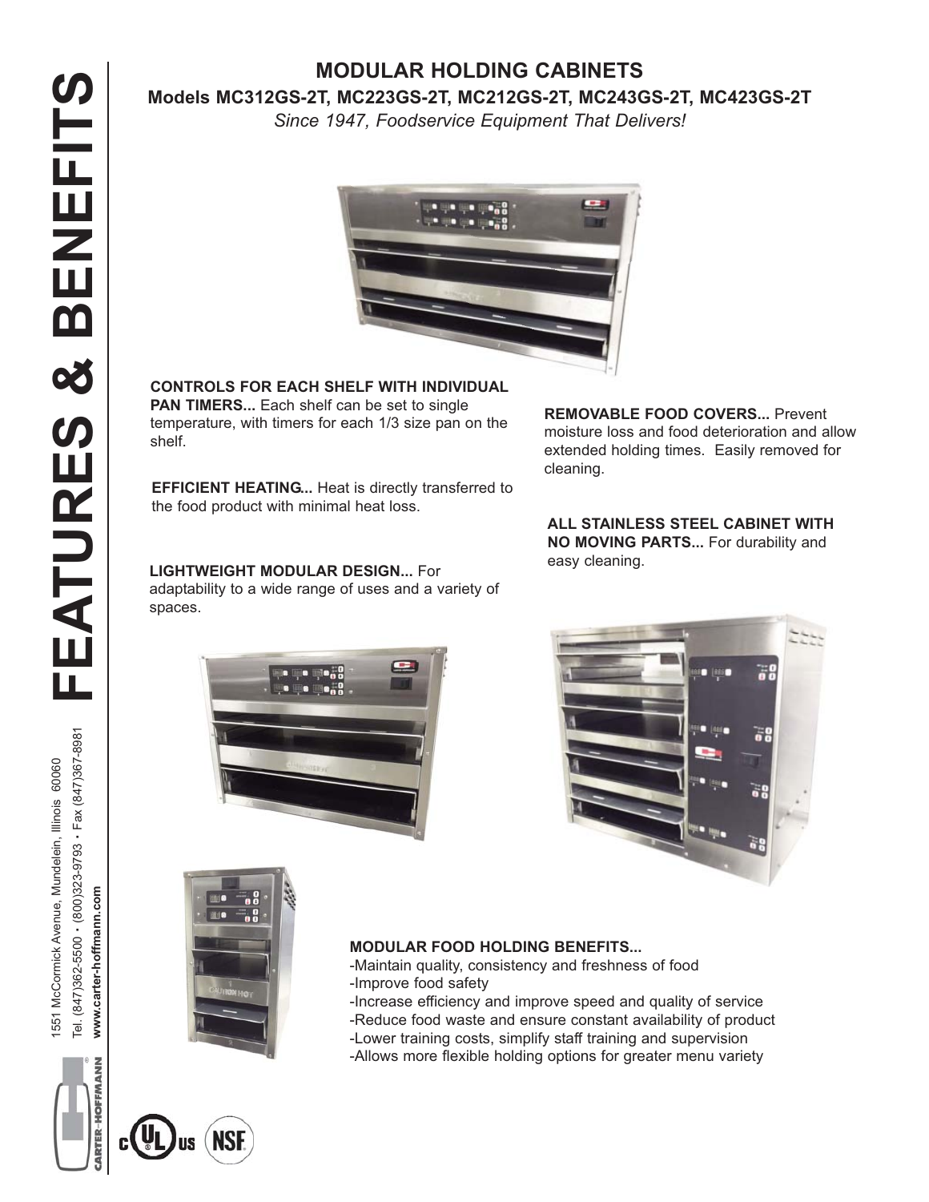# FEATURES & BENEFITS

## MODULAR HOLDING CABINETS

### Models MC312GS-2T, MC223GS-2T, MC212GS-2T, MC243GS-2T, MC423GS-2T

*Since 1947, Foodservice Equipment That Delivers!*

**CONTROLS FOR EACH SHELF WITH INDIVIDUAL PAN TIMERS...** Each shelf can be set to single temperature, with timers for each 1/3 size pan on the shelf.

**EFFICIENT HEATING...** Heat is directly transferred to the food product with minimal heat loss.

**LIGHTWEIGHT MODULAR DESIGN...** For adaptability to a wide range of uses and a variety of spaces.

**REMOVABLE FOOD COVERS...** Prevent moisture loss and food deterioration and allow extended holding times. Easily removed for cleaning.

**ALL STAINLESS STEEL CABINET WITH NO MOVING PARTS...** For durability and easy cleaning.

**MODULAR FOOD HOLDING BENEFITS...**

- Maintain quality, consistency and freshness of food
- Improve food safety
- Increase efficiency and improve speed and quality of service
- Reduce food waste and ensure constant availability of product
- Lower training costs, simplify staff training and supervision
- Allows more flexible holding options for greater menu variety

CARTER-HOFFMANN

1551 McCormick Avenue, Mundelein, Illinois 60060

Tel. (847)362-5500 · (800)323-9793 · Fax (847)367-8981

**www.carter-hoffmann.com**